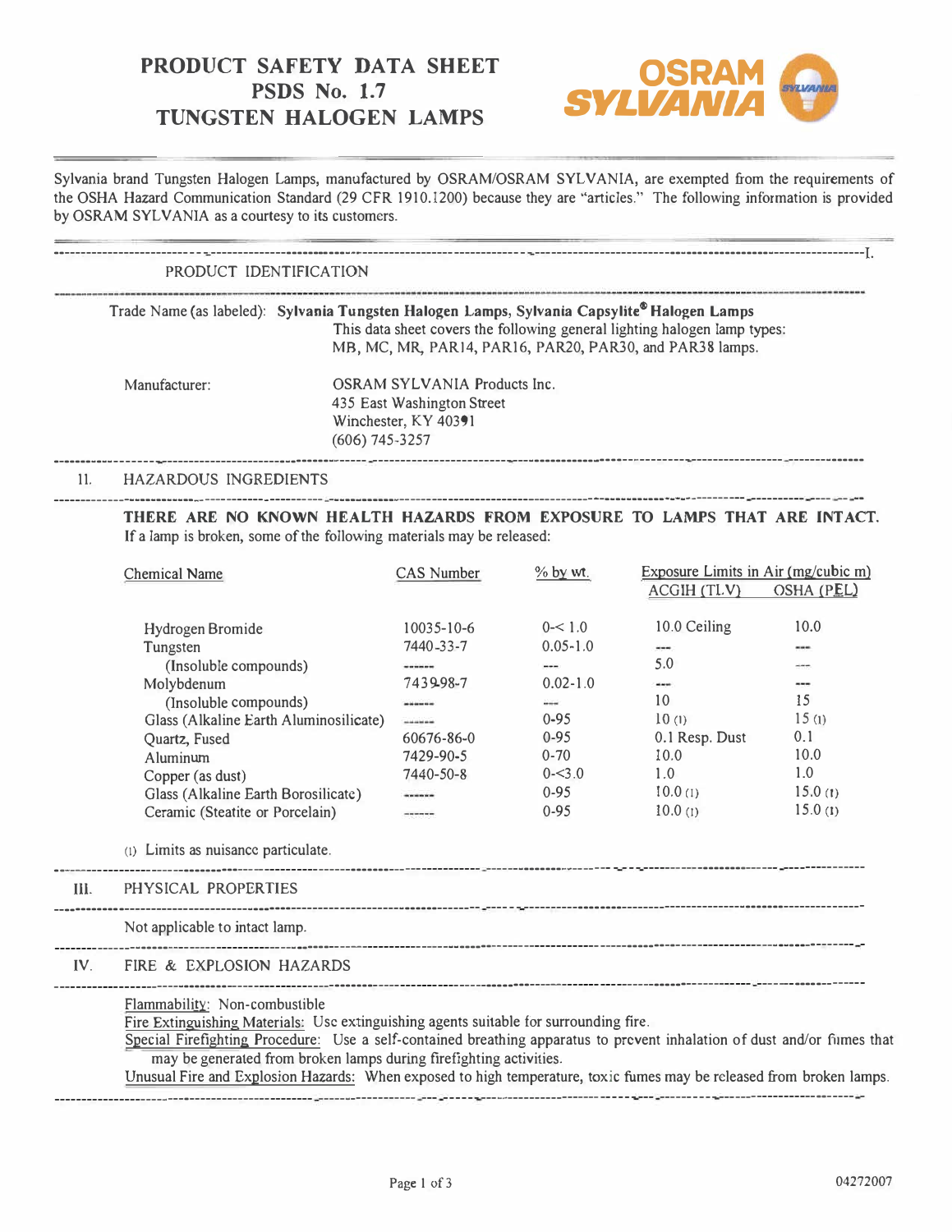# PRODUCT SAFETY DATA SHEET
# PSDS No. 1.7
# TUNGSTEN HALOGEN LAMPS

Sylvania brand Tungsten Halogen Lamps, manufactured by OSRAM/OSRAM SYLVANIA, are exempted from the requirements of the OSHA Hazard Communication Standard (29 CFR 1910.1200) because they are "articles." The following information is provided by OSRAM SYLVANIA as a courtesy to its customers.

## I. PRODUCT IDENTIFICATION

Trade Name (as labeled): **Sylvania Tungsten Halogen Lamps, Sylvania Capsylite® Halogen Lamps**

This data sheet covers the following general lighting halogen lamp types: MB, MC, MR, PAR14, PAR16, PAR20, PAR30, and PAR38 lamps.

Manufacturer: OSRAM SYLVANIA Products Inc.
435 East Washington Street
Winchester, KY 40391
(606) 745-3257

## II. HAZARDOUS INGREDIENTS

**THERE ARE NO KNOWN HEALTH HAZARDS FROM EXPOSURE TO LAMPS THAT ARE INTACT.**
If a lamp is broken, some of the following materials may be released:

| Chemical Name | CAS Number | % by wt. | Exposure Limits in Air (mg/cubic m) | |
|---|---|---|---|---|
| | | | ACGIH (TLV) | OSHA (PEL) |
| Hydrogen Bromide | 10035-10-6 | 0-< 1.0 | 10.0 Ceiling | 10.0 |
| Tungsten | 7440-33-7 | 0.05-1.0 | --- | --- |
| (Insoluble compounds) | ------ | --- | 5.0 | --- |
| Molybdenum | 7439-98-7 | 0.02-1.0 | --- | --- |
| (Insoluble compounds) | ------ | --- | 10 | 15 |
| Glass (Alkaline Earth Aluminosilicate) | ------ | 0-95 | 10 (1) | 15 (1) |
| Quartz, Fused | 60676-86-0 | 0-95 | 0.1 Resp. Dust | 0.1 |
| Aluminum | 7429-90-5 | 0-70 | 10.0 | 10.0 |
| Copper (as dust) | 7440-50-8 | 0-<3.0 | 1.0 | 1.0 |
| Glass (Alkaline Earth Borosilicate) | ------ | 0-95 | 10.0 (1) | 15.0 (1) |
| Ceramic (Steatite or Porcelain) | ------ | 0-95 | 10.0 (1) | 15.0 (1) |

(1) Limits as nuisance particulate.

## III. PHYSICAL PROPERTIES

Not applicable to intact lamp.

## IV. FIRE & EXPLOSION HAZARDS

Flammability: Non-combustible

Fire Extinguishing Materials: Use extinguishing agents suitable for surrounding fire.

Special Firefighting Procedure: Use a self-contained breathing apparatus to prevent inhalation of dust and/or fumes that may be generated from broken lamps during firefighting activities.

Unusual Fire and Explosion Hazards: When exposed to high temperature, toxic fumes may be released from broken lamps.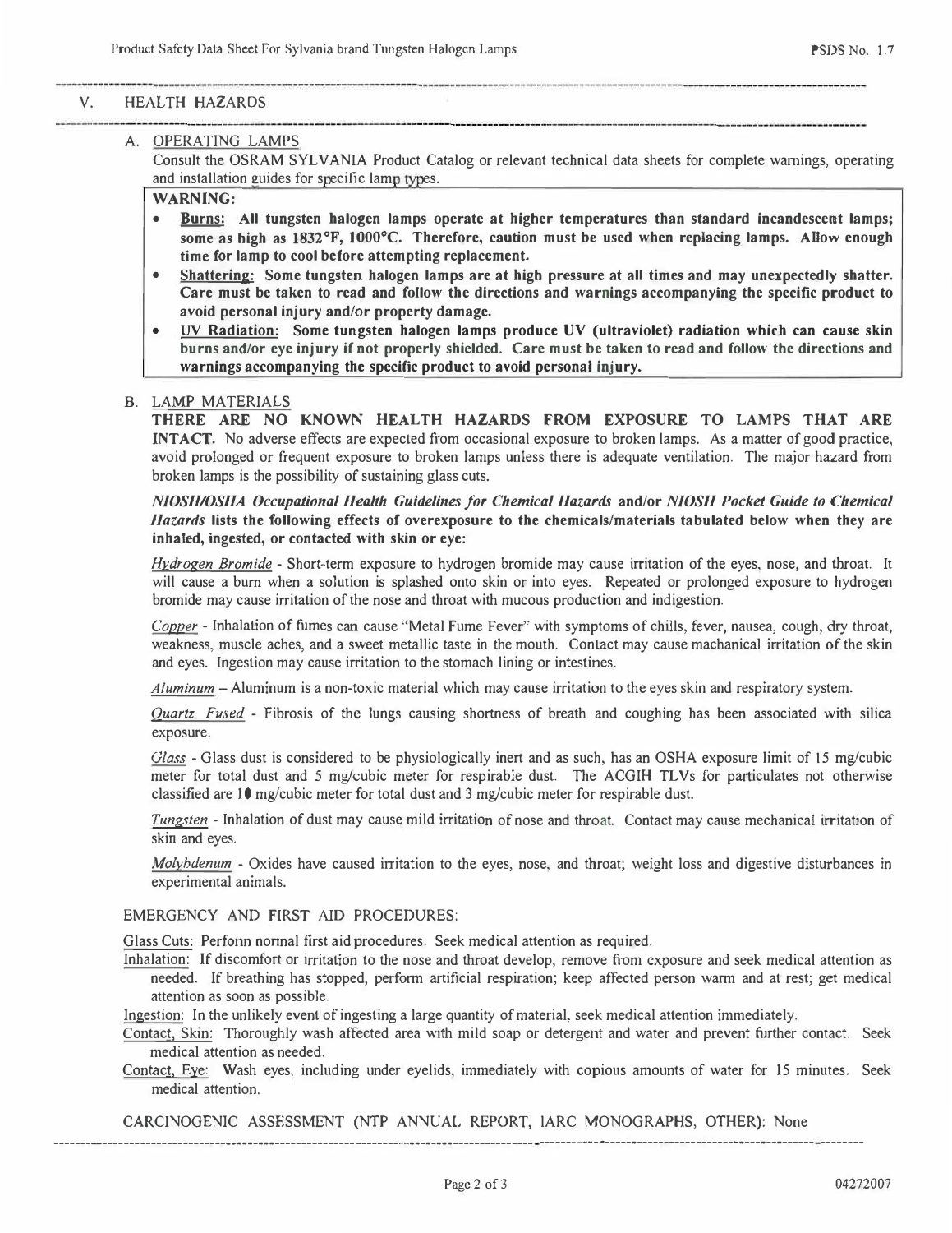## V. HEALTH HAZARDS

### A. OPERATING LAMPS

Consult the OSRAM SYLVANIA Product Catalog or relevant technical data sheets for complete warnings, operating and installation guides for specific lamp types.

**WARNING:**

- **Burns: All tungsten halogen lamps operate at higher temperatures than standard incandescent lamps; some as high as 1832°F, 1000°C. Therefore, caution must be used when replacing lamps. Allow enough time for lamp to cool before attempting replacement.**
- **Shattering: Some tungsten halogen lamps are at high pressure at all times and may unexpectedly shatter. Care must be taken to read and follow the directions and warnings accompanying the specific product to avoid personal injury and/or property damage.**
- **UV Radiation: Some tungsten halogen lamps produce UV (ultraviolet) radiation which can cause skin burns and/or eye injury if not properly shielded. Care must be taken to read and follow the directions and warnings accompanying the specific product to avoid personal injury.**

### B. LAMP MATERIALS

**THERE ARE NO KNOWN HEALTH HAZARDS FROM EXPOSURE TO LAMPS THAT ARE INTACT.** No adverse effects are expected from occasional exposure to broken lamps. As a matter of good practice, avoid prolonged or frequent exposure to broken lamps unless there is adequate ventilation. The major hazard from broken lamps is the possibility of sustaining glass cuts.

***NIOSH/OSHA Occupational Health Guidelines for Chemical Hazards* and/or *NIOSH Pocket Guide to Chemical Hazards* lists the following effects of overexposure to the chemicals/materials tabulated below when they are inhaled, ingested, or contacted with skin or eye:**

*Hydrogen Bromide* - Short-term exposure to hydrogen bromide may cause irritation of the eyes, nose, and throat. It will cause a burn when a solution is splashed onto skin or into eyes. Repeated or prolonged exposure to hydrogen bromide may cause irritation of the nose and throat with mucous production and indigestion.

*Copper* - Inhalation of fumes can cause "Metal Fume Fever" with symptoms of chills, fever, nausea, cough, dry throat, weakness, muscle aches, and a sweet metallic taste in the mouth. Contact may cause machanical irritation of the skin and eyes. Ingestion may cause irritation to the stomach lining or intestines.

*Aluminum* – Aluminum is a non-toxic material which may cause irritation to the eyes skin and respiratory system.

*Quartz Fused* - Fibrosis of the lungs causing shortness of breath and coughing has been associated with silica exposure.

*Glass* - Glass dust is considered to be physiologically inert and as such, has an OSHA exposure limit of 15 mg/cubic meter for total dust and 5 mg/cubic meter for respirable dust. The ACGIH TLVs for particulates not otherwise classified are 10 mg/cubic meter for total dust and 3 mg/cubic meter for respirable dust.

*Tungsten* - Inhalation of dust may cause mild irritation of nose and throat. Contact may cause mechanical irritation of skin and eyes.

*Molybdenum* - Oxides have caused irritation to the eyes, nose, and throat; weight loss and digestive disturbances in experimental animals.

EMERGENCY AND FIRST AID PROCEDURES:

Glass Cuts: Perform normal first aid procedures. Seek medical attention as required.

Inhalation: If discomfort or irritation to the nose and throat develop, remove from exposure and seek medical attention as needed. If breathing has stopped, perform artificial respiration; keep affected person warm and at rest; get medical attention as soon as possible.

Ingestion: In the unlikely event of ingesting a large quantity of material, seek medical attention immediately.

Contact, Skin: Thoroughly wash affected area with mild soap or detergent and water and prevent further contact. Seek medical attention as needed.

Contact, Eye: Wash eyes, including under eyelids, immediately with copious amounts of water for 15 minutes. Seek medical attention.

CARCINOGENIC ASSESSMENT (NTP ANNUAL REPORT, IARC MONOGRAPHS, OTHER): None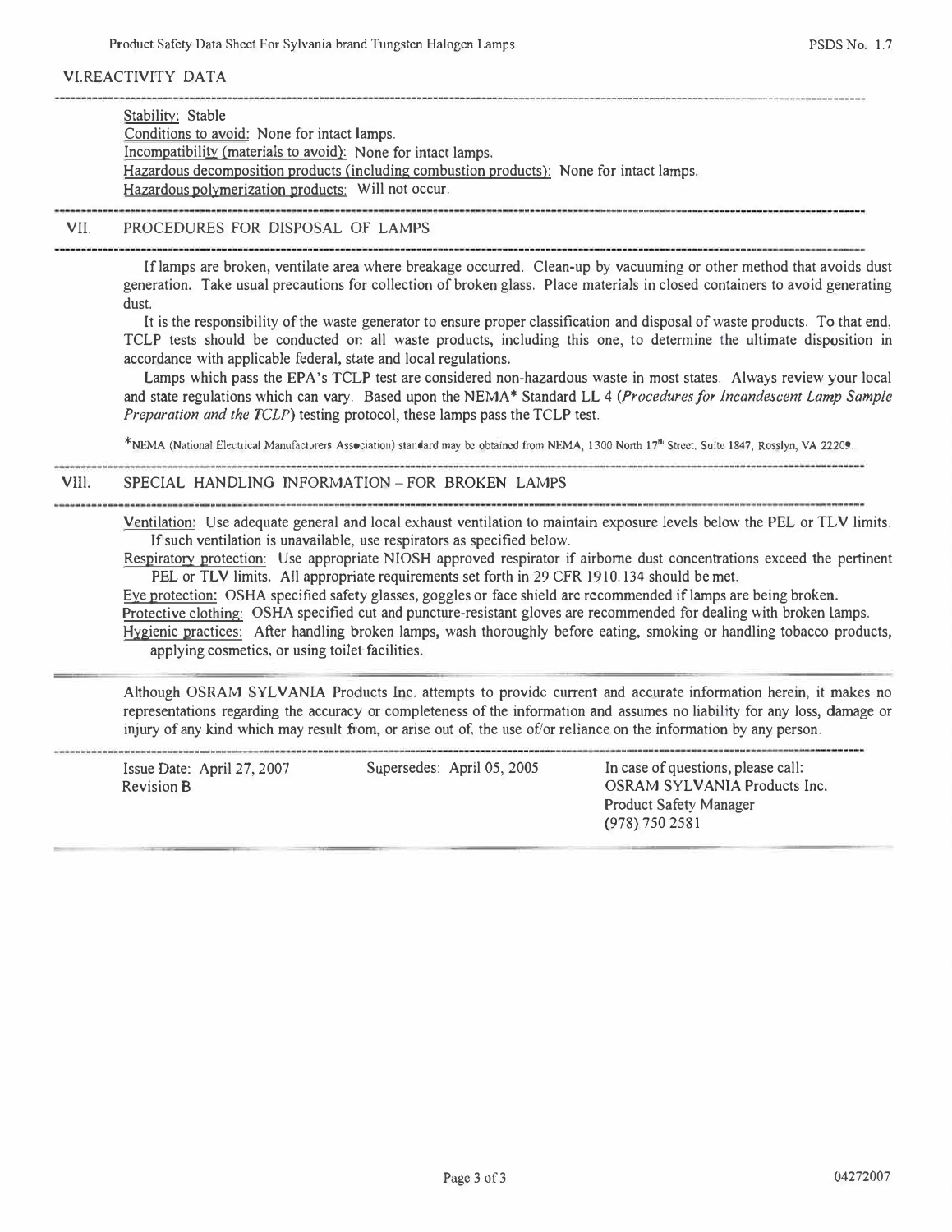## VI. REACTIVITY DATA

Stability: Stable
Conditions to avoid: None for intact lamps.
Incompatibility (materials to avoid): None for intact lamps.
Hazardous decomposition products (including combustion products): None for intact lamps.
Hazardous polymerization products: Will not occur.

## VII. PROCEDURES FOR DISPOSAL OF LAMPS

If lamps are broken, ventilate area where breakage occurred. Clean-up by vacuuming or other method that avoids dust generation. Take usual precautions for collection of broken glass. Place materials in closed containers to avoid generating dust.

It is the responsibility of the waste generator to ensure proper classification and disposal of waste products. To that end, TCLP tests should be conducted on all waste products, including this one, to determine the ultimate disposition in accordance with applicable federal, state and local regulations.

Lamps which pass the EPA's TCLP test are considered non-hazardous waste in most states. Always review your local and state regulations which can vary. Based upon the NEMA* Standard LL 4 (*Procedures for Incandescent Lamp Sample Preparation and the TCLP*) testing protocol, these lamps pass the TCLP test.

*NEMA (National Electrical Manufacturers Association) standard may be obtained from NEMA, 1300 North 17th Street, Suite 1847, Rosslyn, VA 22209.

## VIII. SPECIAL HANDLING INFORMATION – FOR BROKEN LAMPS

Ventilation: Use adequate general and local exhaust ventilation to maintain exposure levels below the PEL or TLV limits. If such ventilation is unavailable, use respirators as specified below.

Respiratory protection: Use appropriate NIOSH approved respirator if airborne dust concentrations exceed the pertinent PEL or TLV limits. All appropriate requirements set forth in 29 CFR 1910.134 should be met.

Eye protection: OSHA specified safety glasses, goggles or face shield are recommended if lamps are being broken.

Protective clothing: OSHA specified cut and puncture-resistant gloves are recommended for dealing with broken lamps.

Hygienic practices: After handling broken lamps, wash thoroughly before eating, smoking or handling tobacco products, applying cosmetics, or using toilet facilities.

Although OSRAM SYLVANIA Products Inc. attempts to provide current and accurate information herein, it makes no representations regarding the accuracy or completeness of the information and assumes no liability for any loss, damage or injury of any kind which may result from, or arise out of, the use of/or reliance on the information by any person.

Issue Date: April 27, 2007
Revision B

Supersedes: April 05, 2005

In case of questions, please call:
OSRAM SYLVANIA Products Inc.
Product Safety Manager
(978) 750 2581